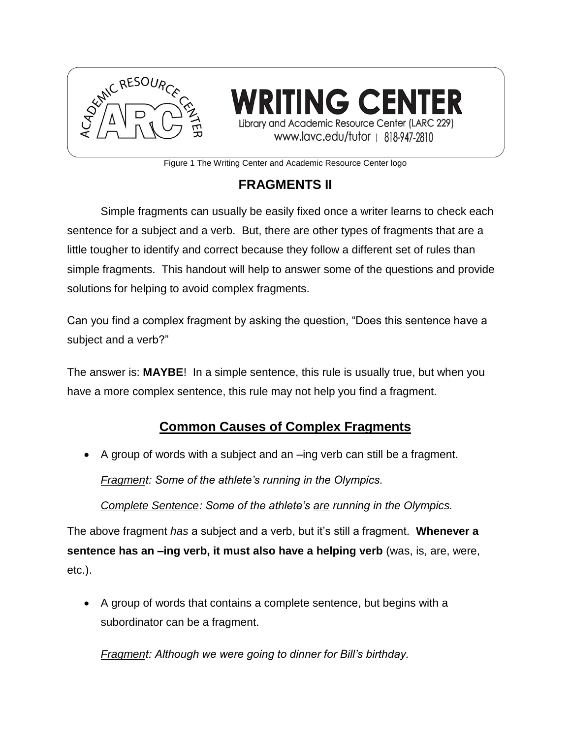WRITING CENTER
Library and Academic Resource Center (LARC 229)
www.lavc.edu/tutor | 818-947-2810

Figure 1 The Writing Center and Academic Resource Center logo

# FRAGMENTS II

Simple fragments can usually be easily fixed once a writer learns to check each sentence for a subject and a verb. But, there are other types of fragments that are a little tougher to identify and correct because they follow a different set of rules than simple fragments. This handout will help to answer some of the questions and provide solutions for helping to avoid complex fragments.

Can you find a complex fragment by asking the question, "Does this sentence have a subject and a verb?"

The answer is: **MAYBE**! In a simple sentence, this rule is usually true, but when you have a more complex sentence, this rule may not help you find a fragment.

## Common Causes of Complex Fragments

- A group of words with a subject and an –ing verb can still be a fragment.

  *Fragment: Some of the athlete's running in the Olympics.*

  *Complete Sentence: Some of the athlete's are running in the Olympics.*

The above fragment *has* a subject and a verb, but it's still a fragment. **Whenever a sentence has an –ing verb, it must also have a helping verb** (was, is, are, were, etc.).

- A group of words that contains a complete sentence, but begins with a subordinator can be a fragment.

  *Fragment: Although we were going to dinner for Bill's birthday.*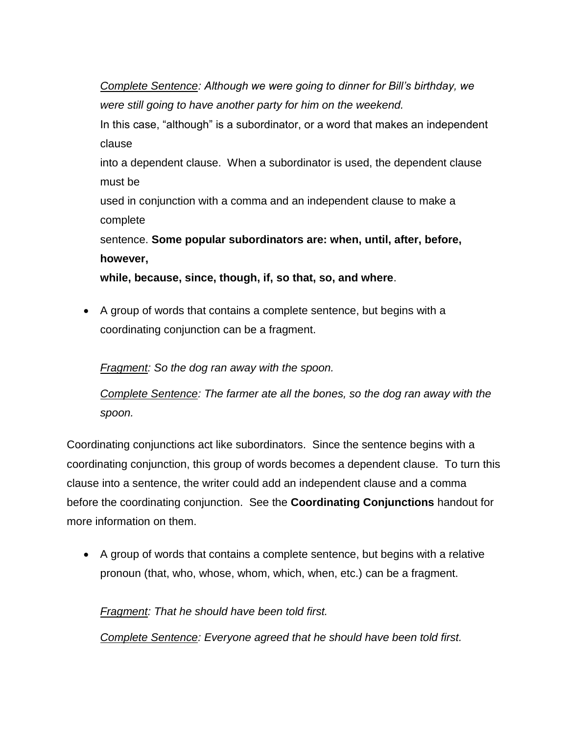*Complete Sentence: Although we were going to dinner for Bill's birthday, we were still going to have another party for him on the weekend.*

In this case, "although" is a subordinator, or a word that makes an independent clause into a dependent clause. When a subordinator is used, the dependent clause must be used in conjunction with a comma and an independent clause to make a complete sentence. **Some popular subordinators are: when, until, after, before, however, while, because, since, though, if, so that, so, and where**.

- A group of words that contains a complete sentence, but begins with a coordinating conjunction can be a fragment.

  *Fragment: So the dog ran away with the spoon.*

  *Complete Sentence: The farmer ate all the bones, so the dog ran away with the spoon.*

Coordinating conjunctions act like subordinators. Since the sentence begins with a coordinating conjunction, this group of words becomes a dependent clause. To turn this clause into a sentence, the writer could add an independent clause and a comma before the coordinating conjunction. See the **Coordinating Conjunctions** handout for more information on them.

- A group of words that contains a complete sentence, but begins with a relative pronoun (that, who, whose, whom, which, when, etc.) can be a fragment.

  *Fragment: That he should have been told first.*

  *Complete Sentence: Everyone agreed that he should have been told first.*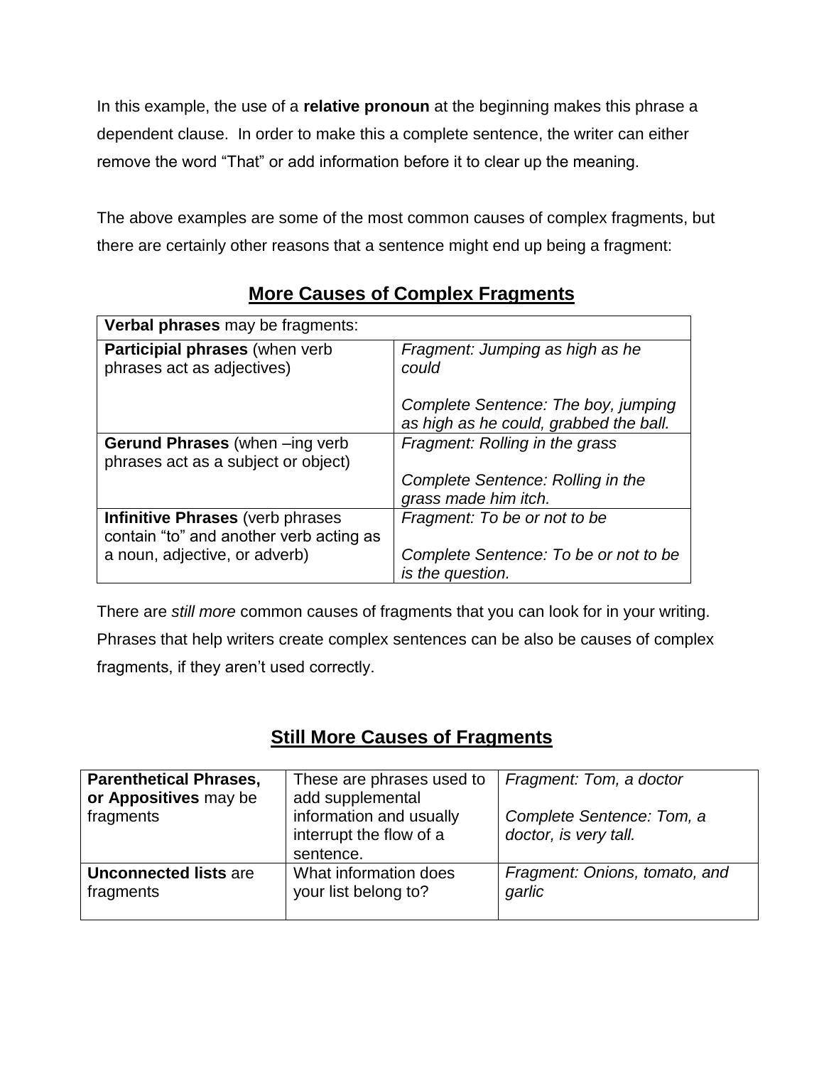In this example, the use of a **relative pronoun** at the beginning makes this phrase a dependent clause. In order to make this a complete sentence, the writer can either remove the word “That” or add information before it to clear up the meaning.

The above examples are some of the most common causes of complex fragments, but there are certainly other reasons that a sentence might end up being a fragment:

## More Causes of Complex Fragments

| **Verbal phrases** may be fragments: | |
|---|---|
| **Participial phrases** (when verb phrases act as adjectives) | *Fragment: Jumping as high as he could*<br><br>*Complete Sentence: The boy, jumping as high as he could, grabbed the ball.* |
| **Gerund Phrases** (when –ing verb phrases act as a subject or object) | *Fragment: Rolling in the grass*<br><br>*Complete Sentence: Rolling in the grass made him itch.* |
| **Infinitive Phrases** (verb phrases contain “to” and another verb acting as a noun, adjective, or adverb) | *Fragment: To be or not to be*<br><br>*Complete Sentence: To be or not to be is the question.* |

There are *still more* common causes of fragments that you can look for in your writing. Phrases that help writers create complex sentences can be also be causes of complex fragments, if they aren’t used correctly.

## Still More Causes of Fragments

| | | |
|---|---|---|
| **Parenthetical Phrases, or Appositives** may be fragments | These are phrases used to add supplemental information and usually interrupt the flow of a sentence. | *Fragment: Tom, a doctor*<br><br>*Complete Sentence: Tom, a doctor, is very tall.* |
| **Unconnected lists** are fragments | What information does your list belong to? | *Fragment: Onions, tomato, and garlic* |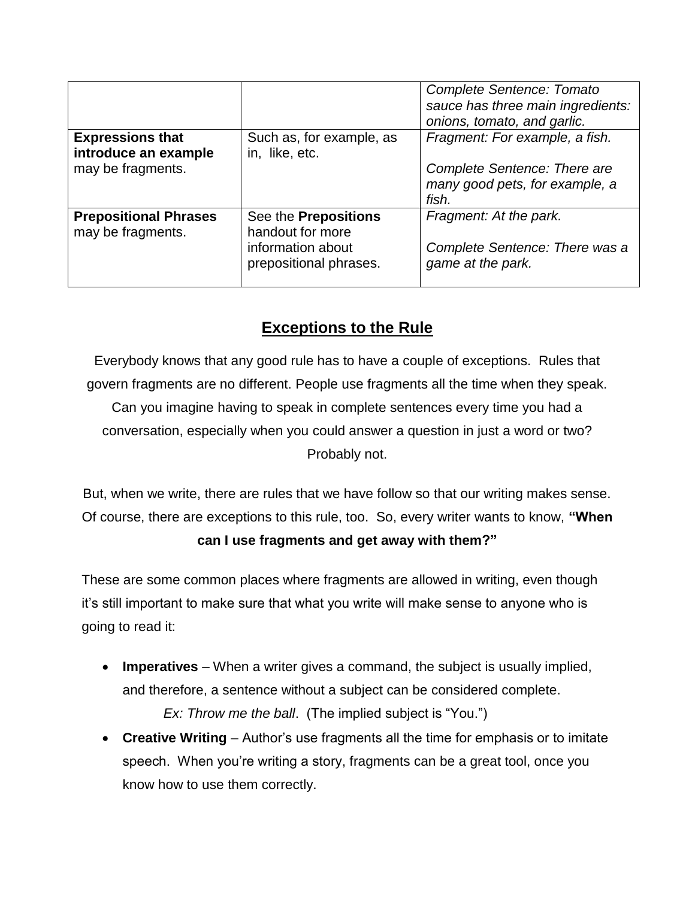| | | *Complete Sentence: Tomato sauce has three main ingredients: onions, tomato, and garlic.* |
|---|---|---|
| **Expressions that introduce an example** may be fragments. | Such as, for example, as in, like, etc. | *Fragment: For example, a fish.*<br><br>*Complete Sentence: There are many good pets, for example, a fish.* |
| **Prepositional Phrases** may be fragments. | See the **Prepositions** handout for more information about prepositional phrases. | *Fragment: At the park.*<br><br>*Complete Sentence: There was a game at the park.* |

## Exceptions to the Rule

Everybody knows that any good rule has to have a couple of exceptions. Rules that govern fragments are no different. People use fragments all the time when they speak. Can you imagine having to speak in complete sentences every time you had a conversation, especially when you could answer a question in just a word or two? Probably not.

But, when we write, there are rules that we have follow so that our writing makes sense. Of course, there are exceptions to this rule, too. So, every writer wants to know, **"When can I use fragments and get away with them?"**

These are some common places where fragments are allowed in writing, even though it's still important to make sure that what you write will make sense to anyone who is going to read it:

- **Imperatives** – When a writer gives a command, the subject is usually implied, and therefore, a sentence without a subject can be considered complete.
  *Ex: Throw me the ball*. (The implied subject is "You.")
- **Creative Writing** – Author's use fragments all the time for emphasis or to imitate speech. When you're writing a story, fragments can be a great tool, once you know how to use them correctly.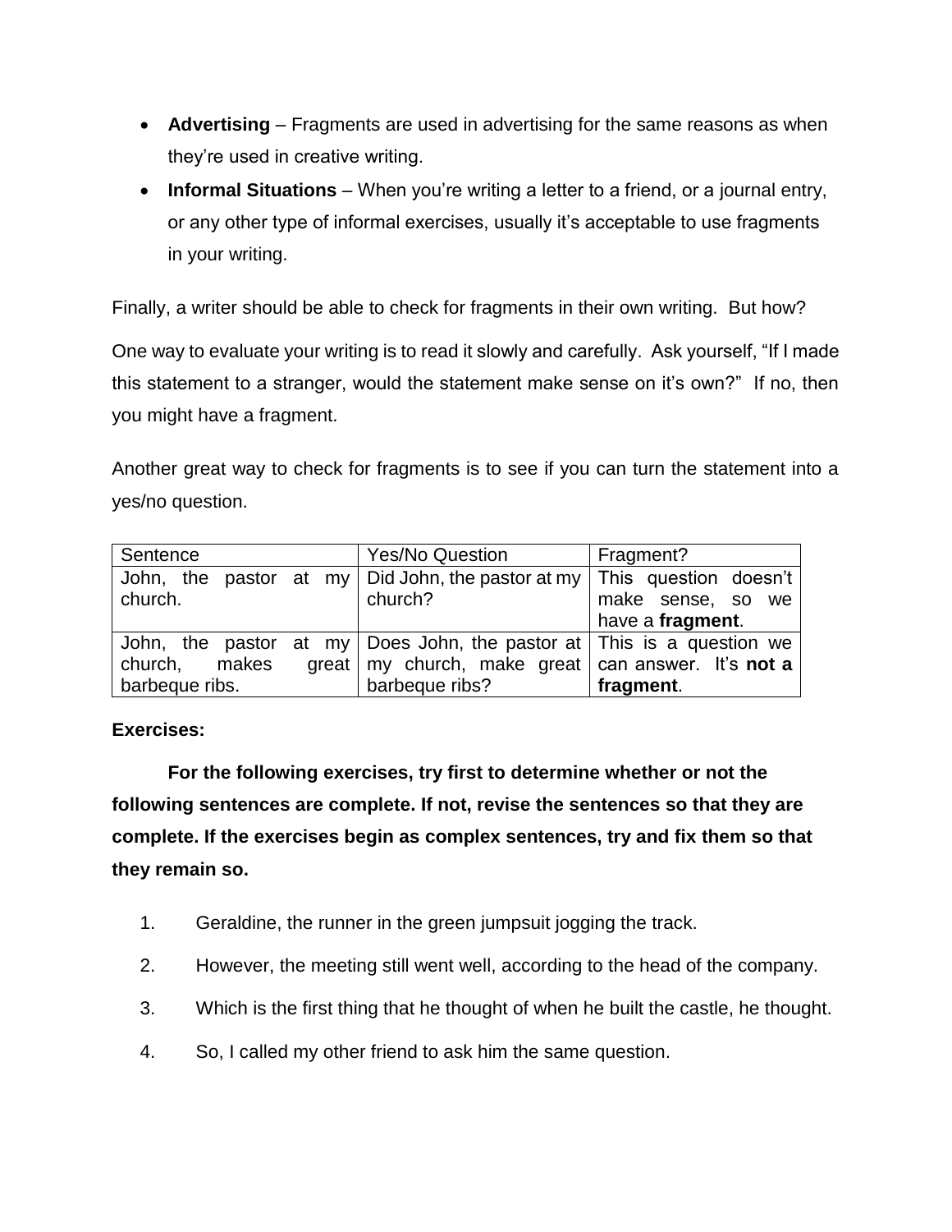- **Advertising** – Fragments are used in advertising for the same reasons as when they're used in creative writing.
- **Informal Situations** – When you're writing a letter to a friend, or a journal entry, or any other type of informal exercises, usually it's acceptable to use fragments in your writing.

Finally, a writer should be able to check for fragments in their own writing. But how?

One way to evaluate your writing is to read it slowly and carefully. Ask yourself, "If I made this statement to a stranger, would the statement make sense on it's own?" If no, then you might have a fragment.

Another great way to check for fragments is to see if you can turn the statement into a yes/no question.

| Sentence | Yes/No Question | Fragment? |
|---|---|---|
| John, the pastor at my church. | Did John, the pastor at my church? | This question doesn't make sense, so we have a **fragment**. |
| John, the pastor at my church, makes great barbeque ribs. | Does John, the pastor at my church, make great barbeque ribs? | This is a question we can answer. It's **not a fragment**. |

**Exercises:**

**For the following exercises, try first to determine whether or not the following sentences are complete. If not, revise the sentences so that they are complete. If the exercises begin as complex sentences, try and fix them so that they remain so.**

1. Geraldine, the runner in the green jumpsuit jogging the track.
2. However, the meeting still went well, according to the head of the company.
3. Which is the first thing that he thought of when he built the castle, he thought.
4. So, I called my other friend to ask him the same question.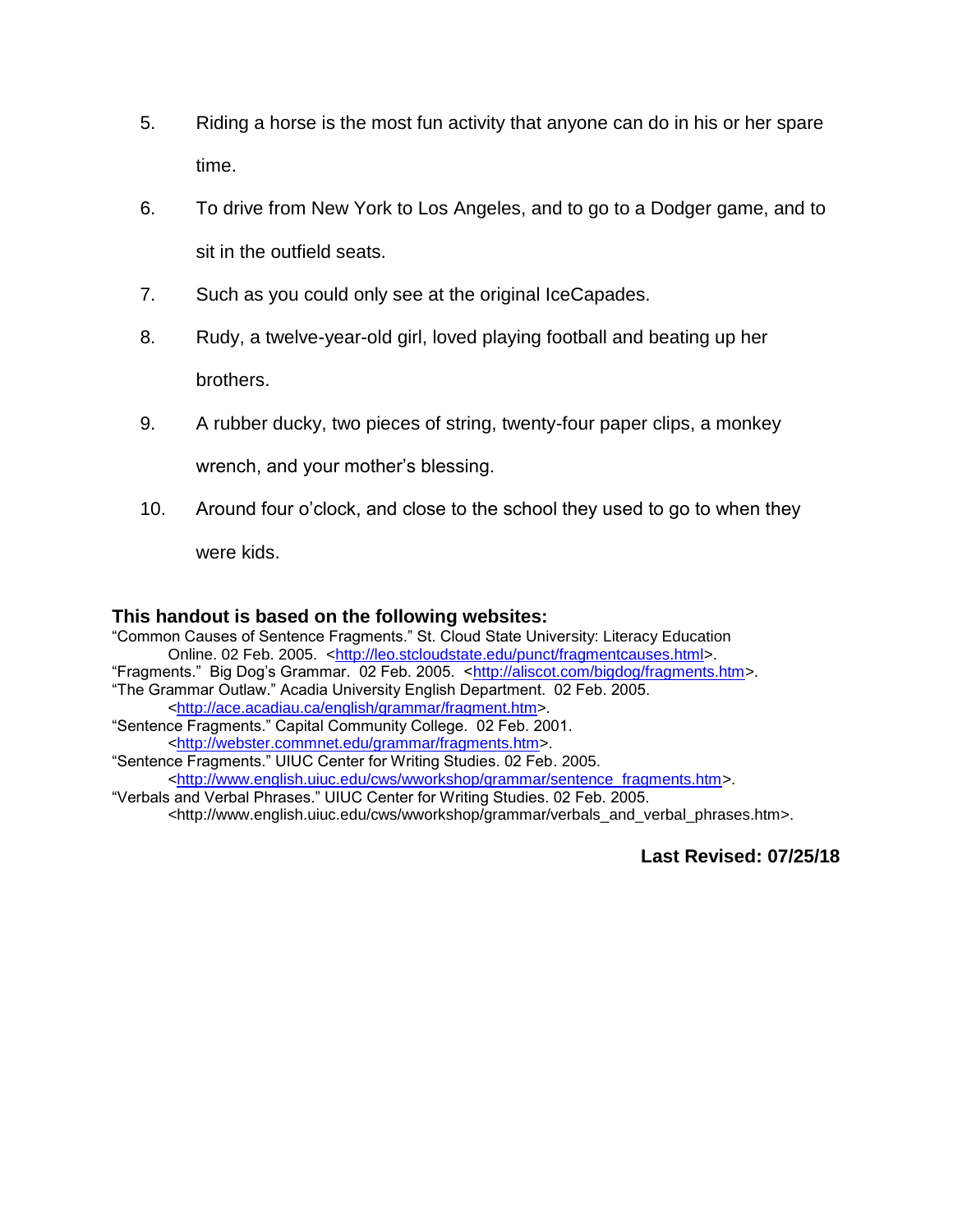5. Riding a horse is the most fun activity that anyone can do in his or her spare time.
6. To drive from New York to Los Angeles, and to go to a Dodger game, and to sit in the outfield seats.
7. Such as you could only see at the original IceCapades.
8. Rudy, a twelve-year-old girl, loved playing football and beating up her brothers.
9. A rubber ducky, two pieces of string, twenty-four paper clips, a monkey wrench, and your mother's blessing.
10. Around four o'clock, and close to the school they used to go to when they were kids.

### This handout is based on the following websites:

"Common Causes of Sentence Fragments." St. Cloud State University: Literacy Education Online. 02 Feb. 2005. <http://leo.stcloudstate.edu/punct/fragmentcauses.html>.

"Fragments." Big Dog's Grammar. 02 Feb. 2005. <http://aliscot.com/bigdog/fragments.htm>.

"The Grammar Outlaw." Acadia University English Department. 02 Feb. 2005. <http://ace.acadiau.ca/english/grammar/fragment.htm>.

"Sentence Fragments." Capital Community College. 02 Feb. 2001. <http://webster.commnet.edu/grammar/fragments.htm>.

"Sentence Fragments." UIUC Center for Writing Studies. 02 Feb. 2005. <http://www.english.uiuc.edu/cws/wworkshop/grammar/sentence_fragments.htm>.

"Verbals and Verbal Phrases." UIUC Center for Writing Studies. 02 Feb. 2005. <http://www.english.uiuc.edu/cws/wworkshop/grammar/verbals_and_verbal_phrases.htm>.

**Last Revised: 07/25/18**